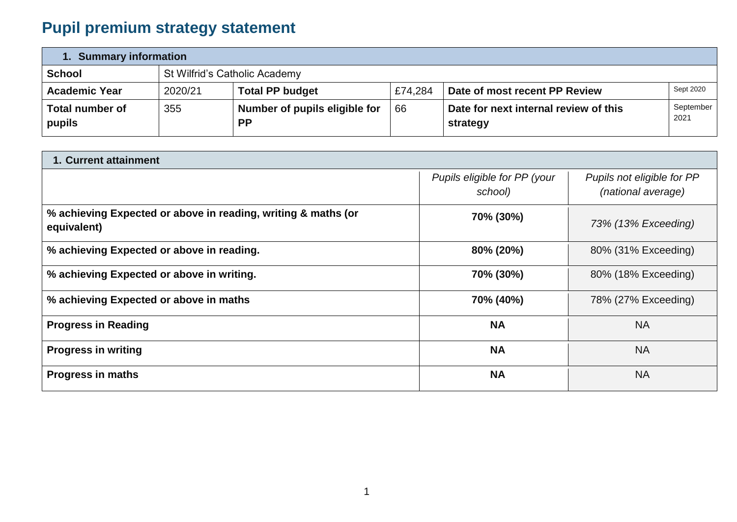# Pupil premium strategy statement

| 1. Summary information | | | | | |
|---|---|---|---|---|---|
| **School** | St Wilfrid's Catholic Academy | | | | |
| **Academic Year** | 2020/21 | **Total PP budget** | £74,284 | **Date of most recent PP Review** | Sept 2020 |
| **Total number of pupils** | 355 | **Number of pupils eligible for PP** | 66 | **Date for next internal review of this strategy** | September 2021 |

| 1. Current attainment | | |
|---|---|---|
| | *Pupils eligible for PP (your school)* | *Pupils not eligible for PP (national average)* |
| **% achieving Expected or above in reading, writing & maths (or equivalent)** | **70% (30%)** | *73% (13% Exceeding)* |
| **% achieving Expected or above in reading.** | **80% (20%)** | 80% (31% Exceeding) |
| **% achieving Expected or above in writing.** | **70% (30%)** | 80% (18% Exceeding) |
| **% achieving Expected or above in maths** | **70% (40%)** | 78% (27% Exceeding) |
| **Progress in Reading** | **NA** | NA |
| **Progress in writing** | **NA** | NA |
| **Progress in maths** | **NA** | NA |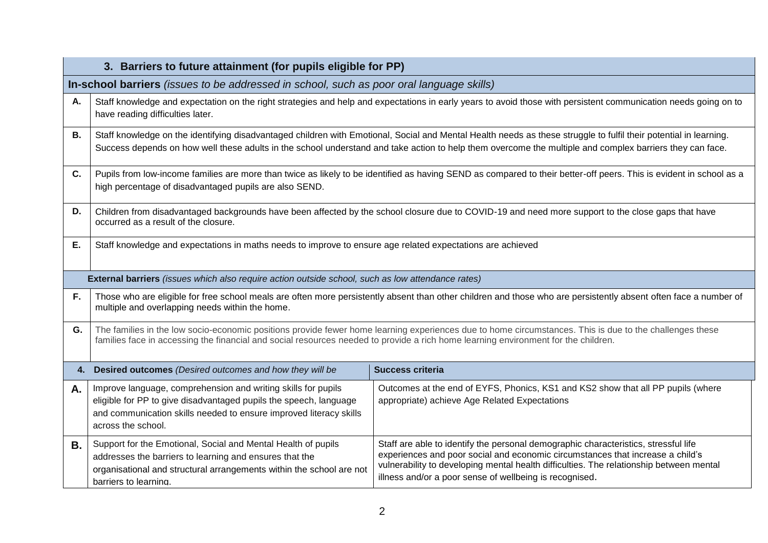| 3. Barriers to future attainment (for pupils eligible for PP) | |
|---|---|
| **In-school barriers** *(issues to be addressed in school, such as poor oral language skills)* | |
| **A.** | Staff knowledge and expectation on the right strategies and help and expectations in early years to avoid those with persistent communication needs going on to have reading difficulties later. |
| **B.** | Staff knowledge on the identifying disadvantaged children with Emotional, Social and Mental Health needs as these struggle to fulfil their potential in learning. Success depends on how well these adults in the school understand and take action to help them overcome the multiple and complex barriers they can face. |
| **C.** | Pupils from low-income families are more than twice as likely to be identified as having SEND as compared to their better-off peers. This is evident in school as a high percentage of disadvantaged pupils are also SEND. |
| **D.** | Children from disadvantaged backgrounds have been affected by the school closure due to COVID-19 and need more support to the close gaps that have occurred as a result of the closure. |
| **E.** | Staff knowledge and expectations in maths needs to improve to ensure age related expectations are achieved |
| **External barriers** *(issues which also require action outside school, such as low attendance rates)* | |
| **F.** | Those who are eligible for free school meals are often more persistently absent than other children and those who are persistently absent often face a number of multiple and overlapping needs within the home. |
| **G.** | The families in the low socio-economic positions provide fewer home learning experiences due to home circumstances. This is due to the challenges these families face in accessing the financial and social resources needed to provide a rich home learning environment for the children. |

| | 4. Desired outcomes *(Desired outcomes and how they will be* | Success criteria |
|---|---|---|
| **A.** | Improve language, comprehension and writing skills for pupils eligible for PP to give disadvantaged pupils the speech, language and communication skills needed to ensure improved literacy skills across the school. | Outcomes at the end of EYFS, Phonics, KS1 and KS2 show that all PP pupils (where appropriate) achieve Age Related Expectations |
| **B.** | Support for the Emotional, Social and Mental Health of pupils addresses the barriers to learning and ensures that the organisational and structural arrangements within the school are not barriers to learning. | Staff are able to identify the personal demographic characteristics, stressful life experiences and poor social and economic circumstances that increase a child's vulnerability to developing mental health difficulties. The relationship between mental illness and/or a poor sense of wellbeing is recognised. |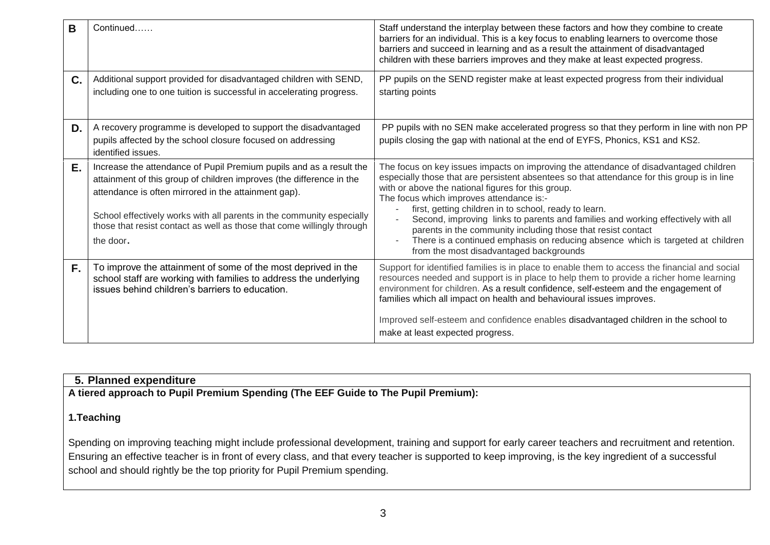| | | |
|---|---|---|
| **B** | Continued…… | Staff understand the interplay between these factors and how they combine to create barriers for an individual. This is a key focus to enabling learners to overcome those barriers and succeed in learning and as a result the attainment of disadvantaged children with these barriers improves and they make at least expected progress. |
| **C.** | Additional support provided for disadvantaged children with SEND, including one to one tuition is successful in accelerating progress. | PP pupils on the SEND register make at least expected progress from their individual starting points |
| **D.** | A recovery programme is developed to support the disadvantaged pupils affected by the school closure focused on addressing identified issues. | PP pupils with no SEN make accelerated progress so that they perform in line with non PP pupils closing the gap with national at the end of EYFS, Phonics, KS1 and KS2. |
| **E.** | Increase the attendance of Pupil Premium pupils and as a result the attainment of this group of children improves (the difference in the attendance is often mirrored in the attainment gap).<br><br>School effectively works with all parents in the community especially those that resist contact as well as those that come willingly through the door. | The focus on key issues impacts on improving the attendance of disadvantaged children especially those that are persistent absentees so that attendance for this group is in line with or above the national figures for this group.<br>The focus which improves attendance is:-<br>- first, getting children in to school, ready to learn.<br>- Second, improving links to parents and families and working effectively with all parents in the community including those that resist contact<br>- There is a continued emphasis on reducing absence which is targeted at children from the most disadvantaged backgrounds |
| **F.** | To improve the attainment of some of the most deprived in the school staff are working with families to address the underlying issues behind children's barriers to education. | Support for identified families is in place to enable them to access the financial and social resources needed and support is in place to help them to provide a richer home learning environment for children. As a result confidence, self-esteem and the engagement of families which all impact on health and behavioural issues improves.<br><br>Improved self-esteem and confidence enables disadvantaged children in the school to make at least expected progress. |

## 5. Planned expenditure

**A tiered approach to Pupil Premium Spending (The EEF Guide to The Pupil Premium):**

**1.Teaching**

Spending on improving teaching might include professional development, training and support for early career teachers and recruitment and retention. Ensuring an effective teacher is in front of every class, and that every teacher is supported to keep improving, is the key ingredient of a successful school and should rightly be the top priority for Pupil Premium spending.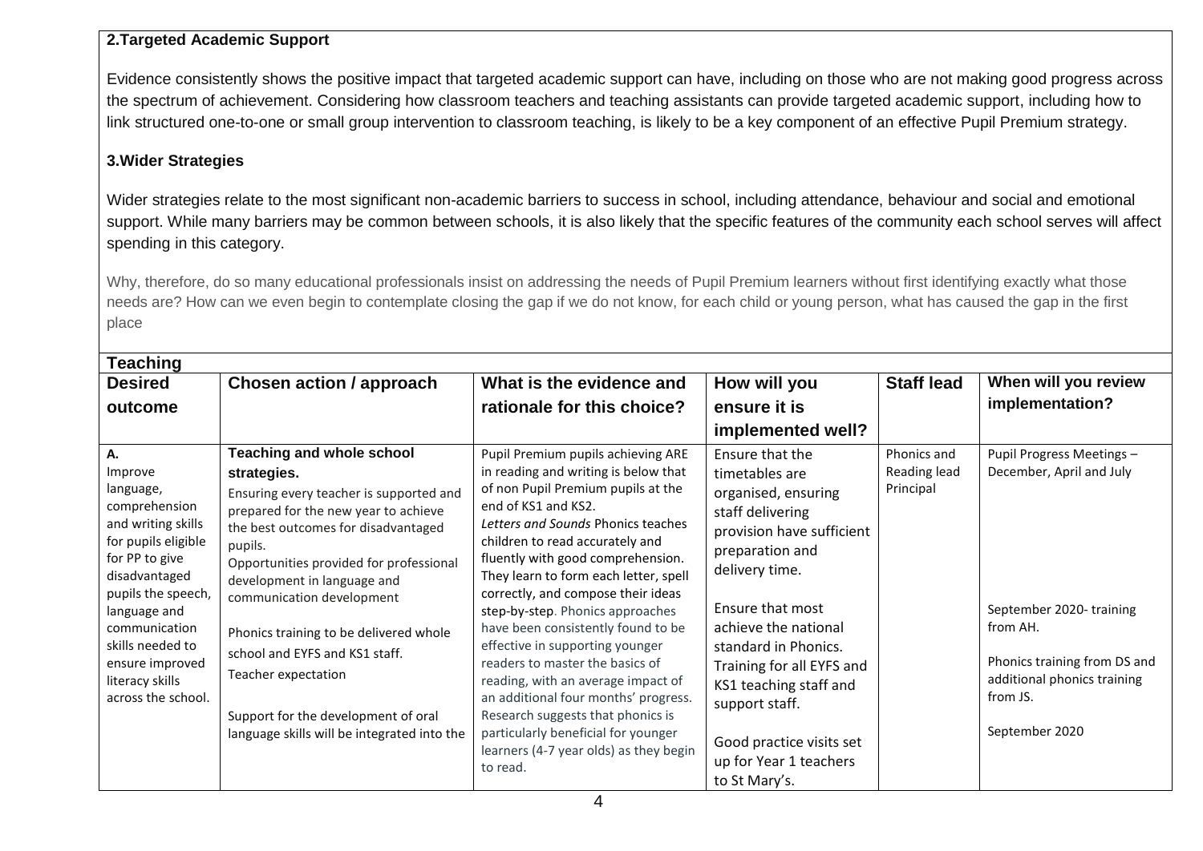**2.Targeted Academic Support**

Evidence consistently shows the positive impact that targeted academic support can have, including on those who are not making good progress across the spectrum of achievement. Considering how classroom teachers and teaching assistants can provide targeted academic support, including how to link structured one-to-one or small group intervention to classroom teaching, is likely to be a key component of an effective Pupil Premium strategy.

**3.Wider Strategies**

Wider strategies relate to the most significant non-academic barriers to success in school, including attendance, behaviour and social and emotional support. While many barriers may be common between schools, it is also likely that the specific features of the community each school serves will affect spending in this category.

Why, therefore, do so many educational professionals insist on addressing the needs of Pupil Premium learners without first identifying exactly what those needs are? How can we even begin to contemplate closing the gap if we do not know, for each child or young person, what has caused the gap in the first place

| **Teaching** | | | | | |
|---|---|---|---|---|---|
| **Desired outcome** | **Chosen action / approach** | **What is the evidence and rationale for this choice?** | **How will you ensure it is implemented well?** | **Staff lead** | **When will you review implementation?** |
| **A.** Improve language, comprehension and writing skills for pupils eligible for PP to give disadvantaged pupils the speech, language and communication skills needed to ensure improved literacy skills across the school. | **Teaching and whole school strategies.**<br>Ensuring every teacher is supported and prepared for the new year to achieve the best outcomes for disadvantaged pupils.<br>Opportunities provided for professional development in language and communication development<br><br>Phonics training to be delivered whole school and EYFS and KS1 staff.<br>Teacher expectation<br><br>Support for the development of oral language skills will be integrated into the | Pupil Premium pupils achieving ARE in reading and writing is below that of non Pupil Premium pupils at the end of KS1 and KS2.<br>*Letters and Sounds* Phonics teaches children to read accurately and fluently with good comprehension. They learn to form each letter, spell correctly, and compose their ideas step-by-step. Phonics approaches have been consistently found to be effective in supporting younger readers to master the basics of reading, with an average impact of an additional four months' progress. Research suggests that phonics is particularly beneficial for younger learners (4-7 year olds) as they begin to read. | Ensure that the timetables are organised, ensuring staff delivering provision have sufficient preparation and delivery time.<br><br>Ensure that most achieve the national standard in Phonics.<br>Training for all EYFS and KS1 teaching staff and support staff.<br><br>Good practice visits set up for Year 1 teachers to St Mary's. | Phonics and Reading lead<br>Principal | Pupil Progress Meetings – December, April and July<br><br>September 2020- training from AH.<br><br>Phonics training from DS and additional phonics training from JS.<br><br>September 2020 |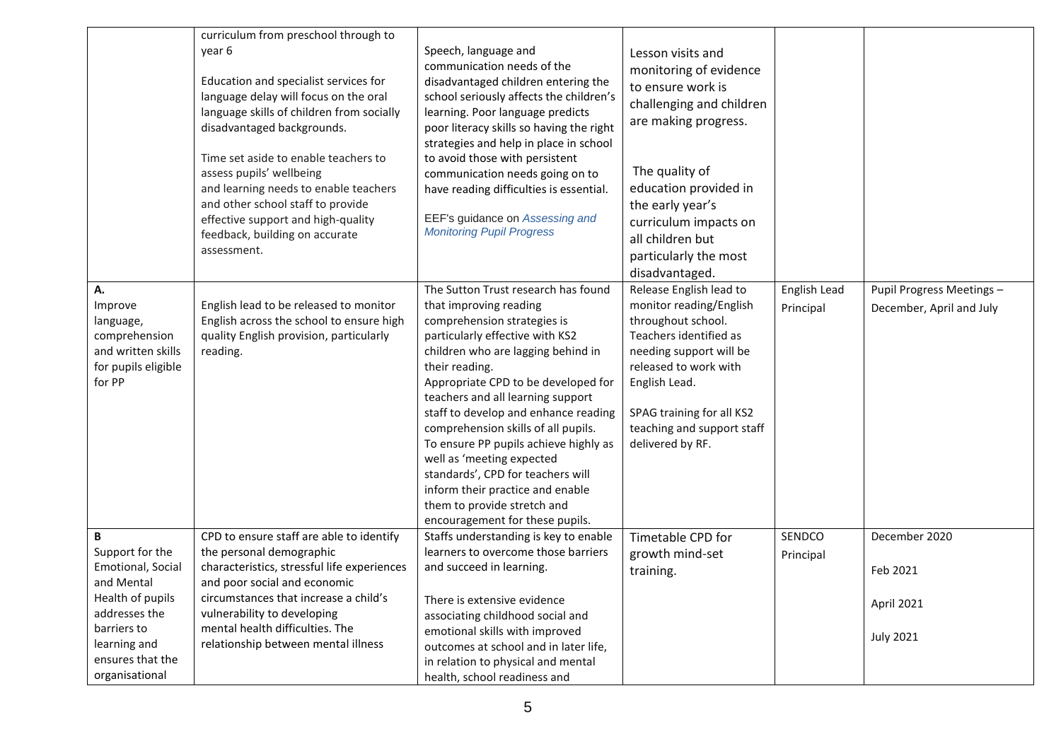| | | | | | |
|---|---|---|---|---|---|
| | curriculum from preschool through to year 6<br><br>Education and specialist services for language delay will focus on the oral language skills of children from socially disadvantaged backgrounds.<br><br>Time set aside to enable teachers to assess pupils' wellbeing and learning needs to enable teachers and other school staff to provide effective support and high-quality feedback, building on accurate assessment. | Speech, language and communication needs of the disadvantaged children entering the school seriously affects the children's learning. Poor language predicts poor literacy skills so having the right strategies and help in place in school to avoid those with persistent communication needs going on to have reading difficulties is essential.<br><br>EEF's guidance on *Assessing and Monitoring Pupil Progress* | Lesson visits and monitoring of evidence to ensure work is challenging and children are making progress.<br><br>The quality of education provided in the early year's curriculum impacts on all children but particularly the most disadvantaged. | | |
| **A.**<br>Improve language, comprehension and written skills for pupils eligible for PP | English lead to be released to monitor English across the school to ensure high quality English provision, particularly reading. | The Sutton Trust research has found that improving reading comprehension strategies is particularly effective with KS2 children who are lagging behind in their reading.<br>Appropriate CPD to be developed for teachers and all learning support staff to develop and enhance reading comprehension skills of all pupils.<br>To ensure PP pupils achieve highly as well as 'meeting expected standards', CPD for teachers will inform their practice and enable them to provide stretch and encouragement for these pupils. | Release English lead to monitor reading/English throughout school.<br>Teachers identified as needing support will be released to work with English Lead.<br><br>SPAG training for all KS2 teaching and support staff delivered by RF. | English Lead<br>Principal | Pupil Progress Meetings – December, April and July |
| **B**<br>Support for the Emotional, Social and Mental Health of pupils addresses the barriers to learning and ensures that the organisational | CPD to ensure staff are able to identify the personal demographic characteristics, stressful life experiences and poor social and economic circumstances that increase a child's vulnerability to developing mental health difficulties. The relationship between mental illness | Staffs understanding is key to enable learners to overcome those barriers and succeed in learning.<br><br>There is extensive evidence associating childhood social and emotional skills with improved outcomes at school and in later life, in relation to physical and mental health, school readiness and | Timetable CPD for growth mind-set training. | SENDCO<br>Principal | December 2020<br><br>Feb 2021<br><br>April 2021<br><br>July 2021 |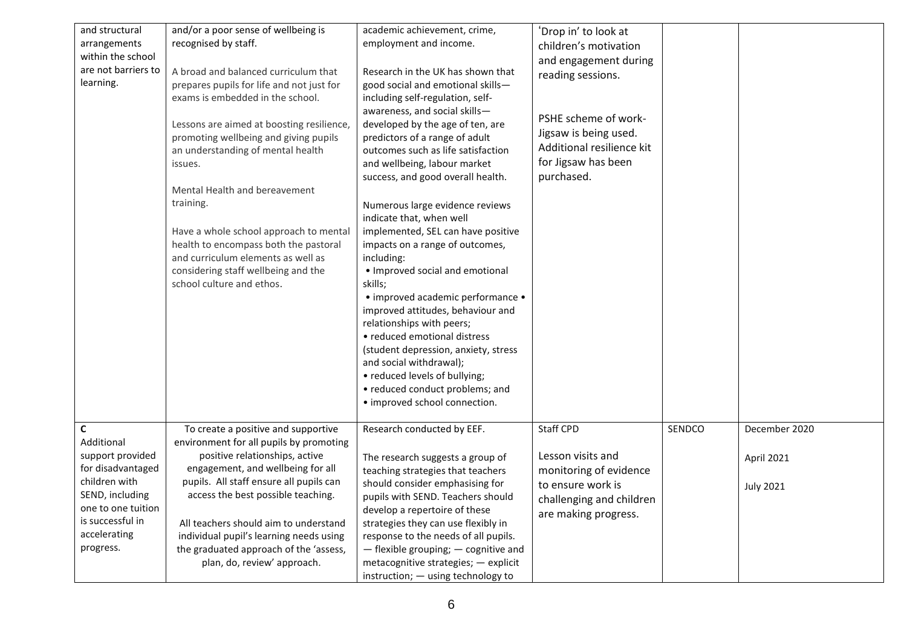| and structural arrangements within the school are not barriers to learning. | and/or a poor sense of wellbeing is recognised by staff.<br><br>A broad and balanced curriculum that prepares pupils for life and not just for exams is embedded in the school.<br><br>Lessons are aimed at boosting resilience, promoting wellbeing and giving pupils an understanding of mental health issues.<br><br>Mental Health and bereavement training.<br><br>Have a whole school approach to mental health to encompass both the pastoral and curriculum elements as well as considering staff wellbeing and the school culture and ethos. | academic achievement, crime, employment and income.<br><br>Research in the UK has shown that good social and emotional skills—including self-regulation, self-awareness, and social skills—developed by the age of ten, are predictors of a range of adult outcomes such as life satisfaction and wellbeing, labour market success, and good overall health.<br><br>Numerous large evidence reviews indicate that, when well implemented, SEL can have positive impacts on a range of outcomes, including:<br>• Improved social and emotional skills;<br>• improved academic performance • improved attitudes, behaviour and relationships with peers;<br>• reduced emotional distress (student depression, anxiety, stress and social withdrawal);<br>• reduced levels of bullying;<br>• reduced conduct problems; and<br>• improved school connection. | 'Drop in' to look at children's motivation and engagement during reading sessions.<br><br>PSHE scheme of work- Jigsaw is being used. Additional resilience kit for Jigsaw has been purchased. | | |
|---|---|---|---|---|---|
| **C**<br>Additional support provided for disadvantaged children with SEND, including one to one tuition is successful in accelerating progress. | To create a positive and supportive environment for all pupils by promoting positive relationships, active engagement, and wellbeing for all pupils. All staff ensure all pupils can access the best possible teaching.<br><br>All teachers should aim to understand individual pupil's learning needs using the graduated approach of the 'assess, plan, do, review' approach. | Research conducted by EEF.<br><br>The research suggests a group of teaching strategies that teachers should consider emphasising for pupils with SEND. Teachers should develop a repertoire of these strategies they can use flexibly in response to the needs of all pupils.<br>— flexible grouping; — cognitive and metacognitive strategies; — explicit instruction; — using technology to | Staff CPD<br><br>Lesson visits and monitoring of evidence to ensure work is challenging and children are making progress. | SENDCO | December 2020<br><br>April 2021<br><br>July 2021 |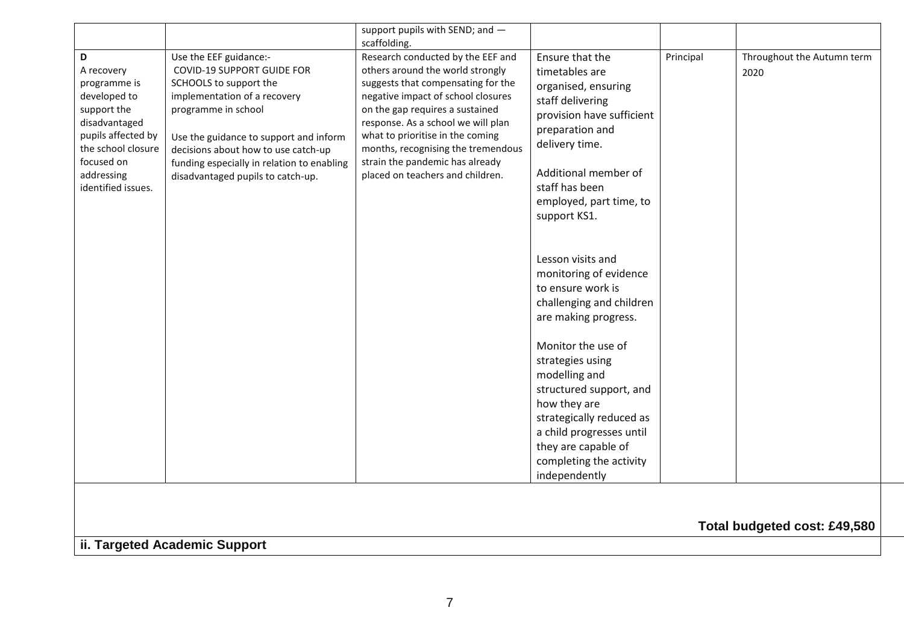| | | support pupils with SEND; and — scaffolding. | | | |
|---|---|---|---|---|---|
| **D** A recovery programme is developed to support the disadvantaged pupils affected by the school closure focused on addressing identified issues. | Use the EEF guidance:- COVID-19 SUPPORT GUIDE FOR SCHOOLS to support the implementation of a recovery programme in school<br><br>Use the guidance to support and inform decisions about how to use catch-up funding especially in relation to enabling disadvantaged pupils to catch-up. | Research conducted by the EEF and others around the world strongly suggests that compensating for the negative impact of school closures on the gap requires a sustained response. As a school we will plan what to prioritise in the coming months, recognising the tremendous strain the pandemic has already placed on teachers and children. | Ensure that the timetables are organised, ensuring staff delivering provision have sufficient preparation and delivery time.<br><br>Additional member of staff has been employed, part time, to support KS1.<br><br>Lesson visits and monitoring of evidence to ensure work is challenging and children are making progress.<br><br>Monitor the use of strategies using modelling and structured support, and how they are strategically reduced as a child progresses until they are capable of completing the activity independently | Principal | Throughout the Autumn term 2020 |

**Total budgeted cost: £49,580**

**ii. Targeted Academic Support**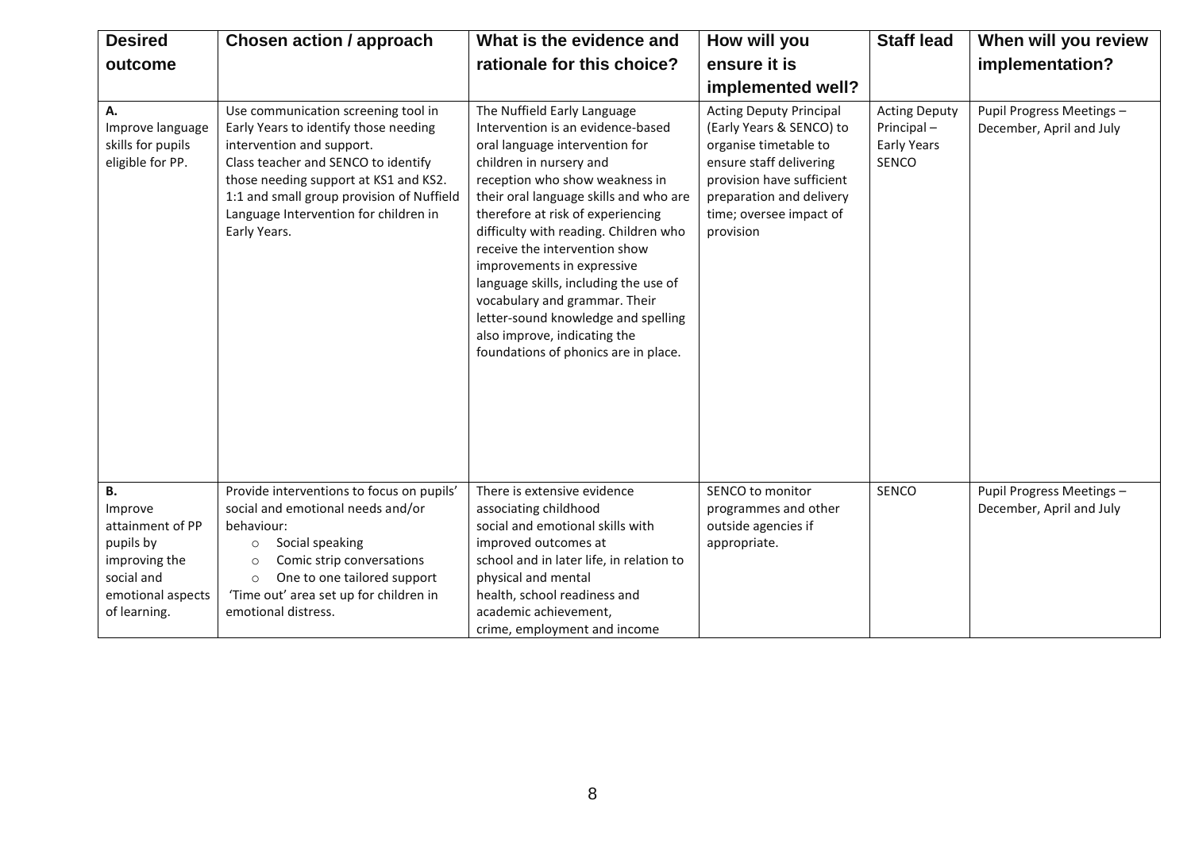| Desired outcome | Chosen action / approach | What is the evidence and rationale for this choice? | How will you ensure it is implemented well? | Staff lead | When will you review implementation? |
|---|---|---|---|---|---|
| **A.** Improve language skills for pupils eligible for PP. | Use communication screening tool in Early Years to identify those needing intervention and support. Class teacher and SENCO to identify those needing support at KS1 and KS2. 1:1 and small group provision of Nuffield Language Intervention for children in Early Years. | The Nuffield Early Language Intervention is an evidence-based oral language intervention for children in nursery and reception who show weakness in their oral language skills and who are therefore at risk of experiencing difficulty with reading. Children who receive the intervention show improvements in expressive language skills, including the use of vocabulary and grammar. Their letter-sound knowledge and spelling also improve, indicating the foundations of phonics are in place. | Acting Deputy Principal (Early Years & SENCO) to organise timetable to ensure staff delivering provision have sufficient preparation and delivery time; oversee impact of provision | Acting Deputy Principal – Early Years SENCO | Pupil Progress Meetings – December, April and July |
| **B.** Improve attainment of PP pupils by improving the social and emotional aspects of learning. | Provide interventions to focus on pupils' social and emotional needs and/or behaviour:<br>○ Social speaking<br>○ Comic strip conversations<br>○ One to one tailored support<br>'Time out' area set up for children in emotional distress. | There is extensive evidence associating childhood social and emotional skills with improved outcomes at school and in later life, in relation to physical and mental health, school readiness and academic achievement, crime, employment and income | SENCO to monitor programmes and other outside agencies if appropriate. | SENCO | Pupil Progress Meetings – December, April and July |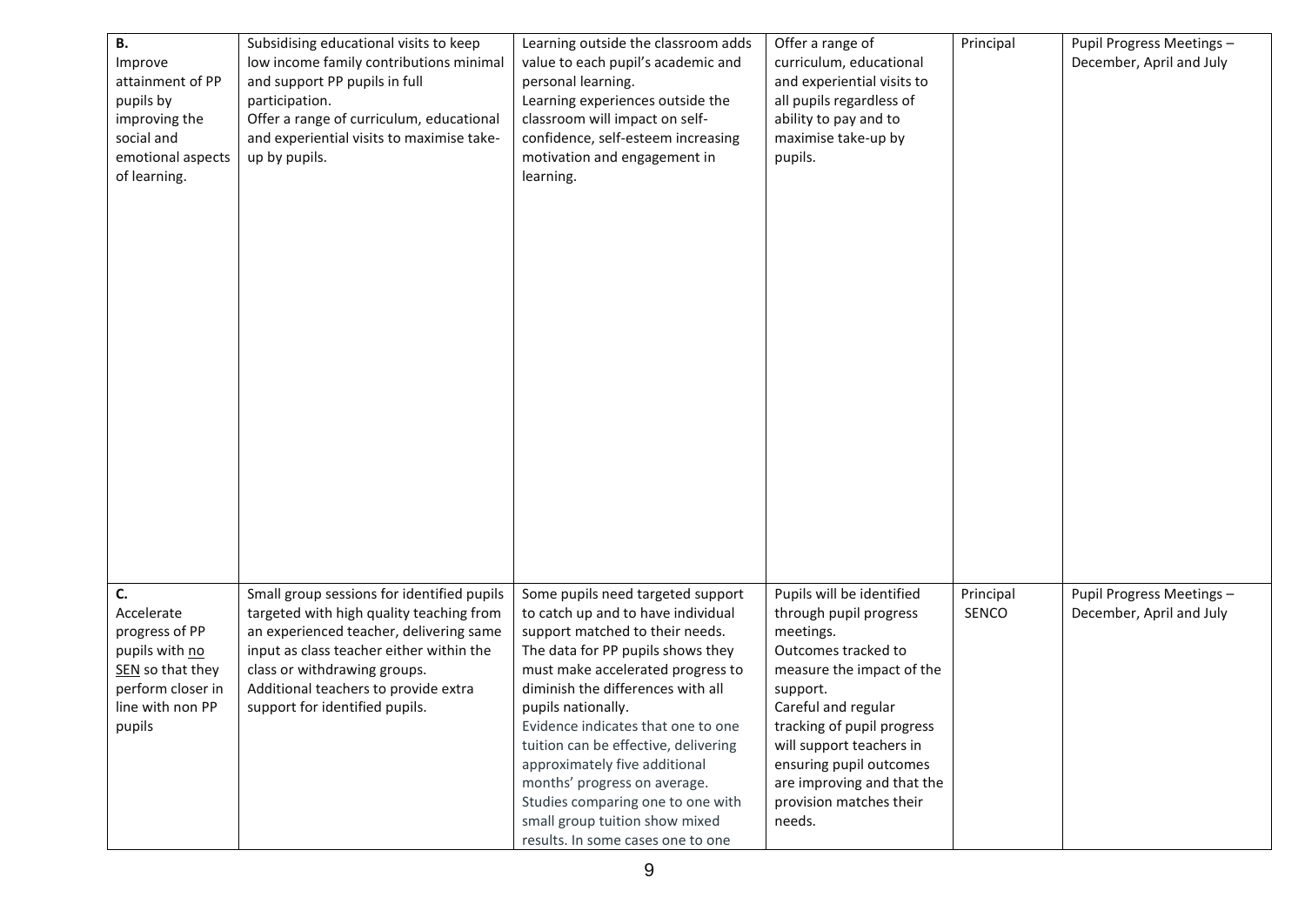| | | | | | |
|---|---|---|---|---|---|
| **B.**<br>Improve attainment of PP pupils by improving the social and emotional aspects of learning. | Subsidising educational visits to keep low income family contributions minimal and support PP pupils in full participation.<br>Offer a range of curriculum, educational and experiential visits to maximise take-up by pupils. | Learning outside the classroom adds value to each pupil's academic and personal learning.<br>Learning experiences outside the classroom will impact on self-confidence, self-esteem increasing motivation and engagement in learning. | Offer a range of curriculum, educational and experiential visits to all pupils regardless of ability to pay and to maximise take-up by pupils. | Principal | Pupil Progress Meetings – December, April and July |
| **C.**<br>Accelerate progress of PP pupils with <u>no</u> <u>SEN</u> so that they perform closer in line with non PP pupils | Small group sessions for identified pupils targeted with high quality teaching from an experienced teacher, delivering same input as class teacher either within the class or withdrawing groups.<br>Additional teachers to provide extra support for identified pupils. | Some pupils need targeted support to catch up and to have individual support matched to their needs.<br>The data for PP pupils shows they must make accelerated progress to diminish the differences with all pupils nationally.<br>Evidence indicates that one to one tuition can be effective, delivering approximately five additional months' progress on average.<br>Studies comparing one to one with small group tuition show mixed results. In some cases one to one | Pupils will be identified through pupil progress meetings.<br>Outcomes tracked to measure the impact of the support.<br>Careful and regular tracking of pupil progress will support teachers in ensuring pupil outcomes are improving and that the provision matches their needs. | Principal<br>SENCO | Pupil Progress Meetings – December, April and July |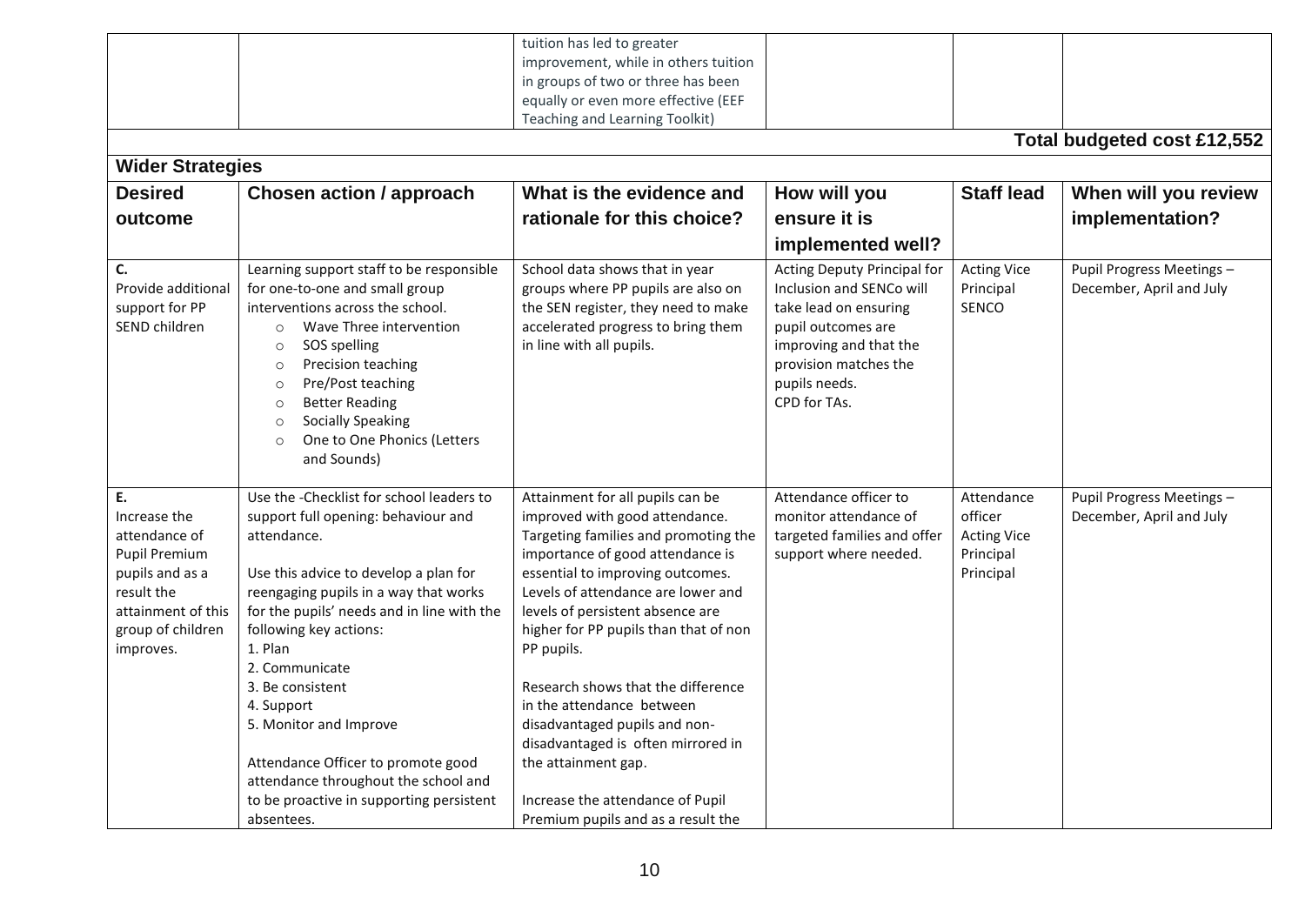| | | tuition has led to greater improvement, while in others tuition in groups of two or three has been equally or even more effective (EEF Teaching and Learning Toolkit) | | | |
|---|---|---|---|---|---|

**Total budgeted cost £12,552**

**Wider Strategies**

| Desired outcome | Chosen action / approach | What is the evidence and rationale for this choice? | How will you ensure it is implemented well? | Staff lead | When will you review implementation? |
|---|---|---|---|---|---|
| **C.** Provide additional support for PP SEND children | Learning support staff to be responsible for one-to-one and small group interventions across the school.<br>○ Wave Three intervention<br>○ SOS spelling<br>○ Precision teaching<br>○ Pre/Post teaching<br>○ Better Reading<br>○ Socially Speaking<br>○ One to One Phonics (Letters and Sounds) | School data shows that in year groups where PP pupils are also on the SEN register, they need to make accelerated progress to bring them in line with all pupils. | Acting Deputy Principal for Inclusion and SENCo will take lead on ensuring pupil outcomes are improving and that the provision matches the pupils needs.<br>CPD for TAs. | Acting Vice Principal SENCO | Pupil Progress Meetings – December, April and July |
| **E.** Increase the attendance of Pupil Premium pupils and as a result the attainment of this group of children improves. | Use the -Checklist for school leaders to support full opening: behaviour and attendance.<br><br>Use this advice to develop a plan for reengaging pupils in a way that works for the pupils' needs and in line with the following key actions:<br>1. Plan<br>2. Communicate<br>3. Be consistent<br>4. Support<br>5. Monitor and Improve<br><br>Attendance Officer to promote good attendance throughout the school and to be proactive in supporting persistent absentees. | Attainment for all pupils can be improved with good attendance. Targeting families and promoting the importance of good attendance is essential to improving outcomes. Levels of attendance are lower and levels of persistent absence are higher for PP pupils than that of non PP pupils.<br><br>Research shows that the difference in the attendance between disadvantaged pupils and non-disadvantaged is often mirrored in the attainment gap.<br><br>Increase the attendance of Pupil Premium pupils and as a result the | Attendance officer to monitor attendance of targeted families and offer support where needed. | Attendance officer<br>Acting Vice Principal<br>Principal | Pupil Progress Meetings – December, April and July |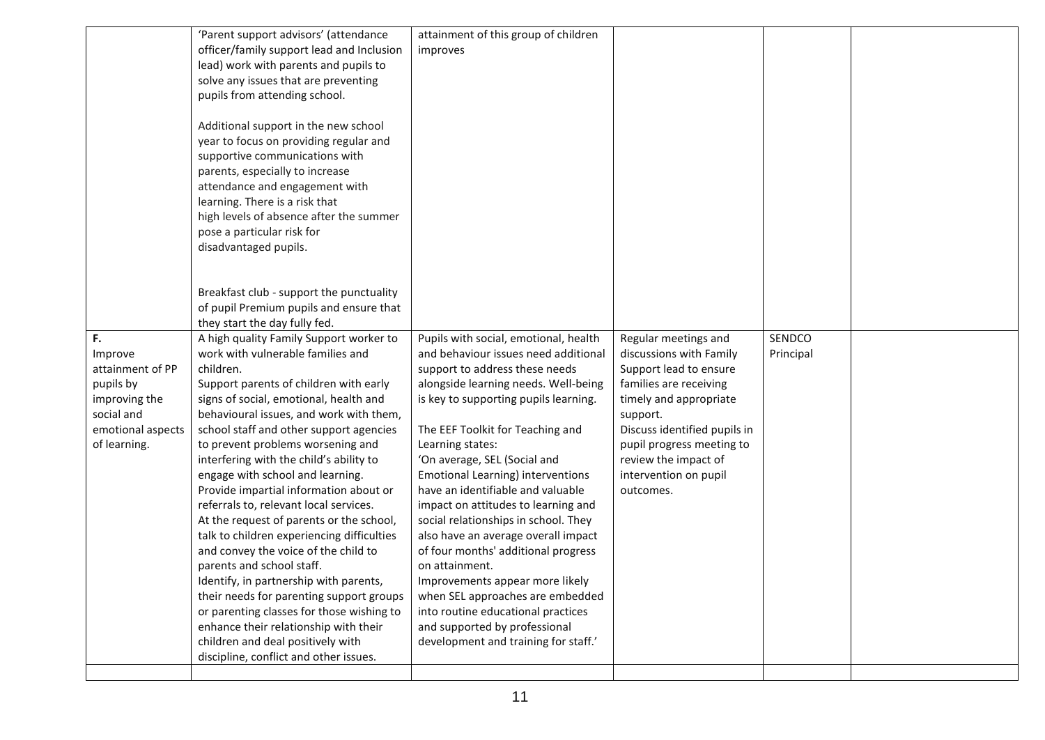| | | | | | |
|---|---|---|---|---|---|
| | 'Parent support advisors' (attendance officer/family support lead and Inclusion lead) work with parents and pupils to solve any issues that are preventing pupils from attending school.<br><br>Additional support in the new school year to focus on providing regular and supportive communications with parents, especially to increase attendance and engagement with learning. There is a risk that high levels of absence after the summer pose a particular risk for disadvantaged pupils.<br><br>Breakfast club - support the punctuality of pupil Premium pupils and ensure that they start the day fully fed. | attainment of this group of children improves | | | |
| **F.**<br>Improve attainment of PP pupils by improving the social and emotional aspects of learning. | A high quality Family Support worker to work with vulnerable families and children.<br>Support parents of children with early signs of social, emotional, health and behavioural issues, and work with them, school staff and other support agencies to prevent problems worsening and interfering with the child's ability to engage with school and learning.<br>Provide impartial information about or referrals to, relevant local services.<br>At the request of parents or the school, talk to children experiencing difficulties and convey the voice of the child to parents and school staff.<br>Identify, in partnership with parents, their needs for parenting support groups or parenting classes for those wishing to enhance their relationship with their children and deal positively with discipline, conflict and other issues. | Pupils with social, emotional, health and behaviour issues need additional support to address these needs alongside learning needs. Well-being is key to supporting pupils learning.<br><br>The EEF Toolkit for Teaching and Learning states:<br>'On average, SEL (Social and Emotional Learning) interventions have an identifiable and valuable impact on attitudes to learning and social relationships in school. They also have an average overall impact of four months' additional progress on attainment.<br>Improvements appear more likely when SEL approaches are embedded into routine educational practices and supported by professional development and training for staff.' | Regular meetings and discussions with Family Support lead to ensure families are receiving timely and appropriate support.<br>Discuss identified pupils in pupil progress meeting to review the impact of intervention on pupil outcomes. | SENDCO<br>Principal | |
| | | | | | |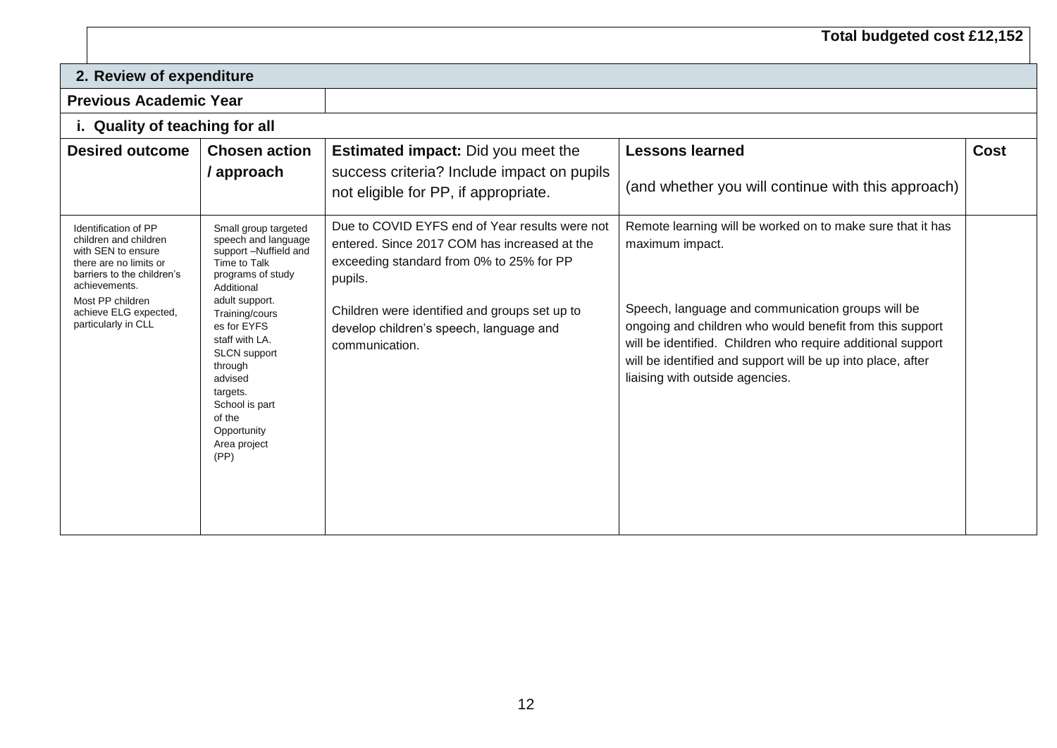**Total budgeted cost £12,152**

| 2. Review of expenditure | | | | |
|---|---|---|---|---|
| **Previous Academic Year** | | | | |
| **i. Quality of teaching for all** | | | | |
| **Desired outcome** | **Chosen action / approach** | **Estimated impact:** Did you meet the success criteria? Include impact on pupils not eligible for PP, if appropriate. | **Lessons learned** (and whether you will continue with this approach) | **Cost** |
| Identification of PP children and children with SEN to ensure there are no limits or barriers to the children's achievements. Most PP children achieve ELG expected, particularly in CLL | Small group targeted speech and language support –Nuffield and Time to Talk programs of study Additional adult support. Training/courses for EYFS staff with LA. SLCN support through advised targets. School is part of the Opportunity Area project (PP) | Due to COVID EYFS end of Year results were not entered. Since 2017 COM has increased at the exceeding standard from 0% to 25% for PP pupils. Children were identified and groups set up to develop children's speech, language and communication. | Remote learning will be worked on to make sure that it has maximum impact. Speech, language and communication groups will be ongoing and children who would benefit from this support will be identified. Children who require additional support will be identified and support will be up into place, after liaising with outside agencies. | |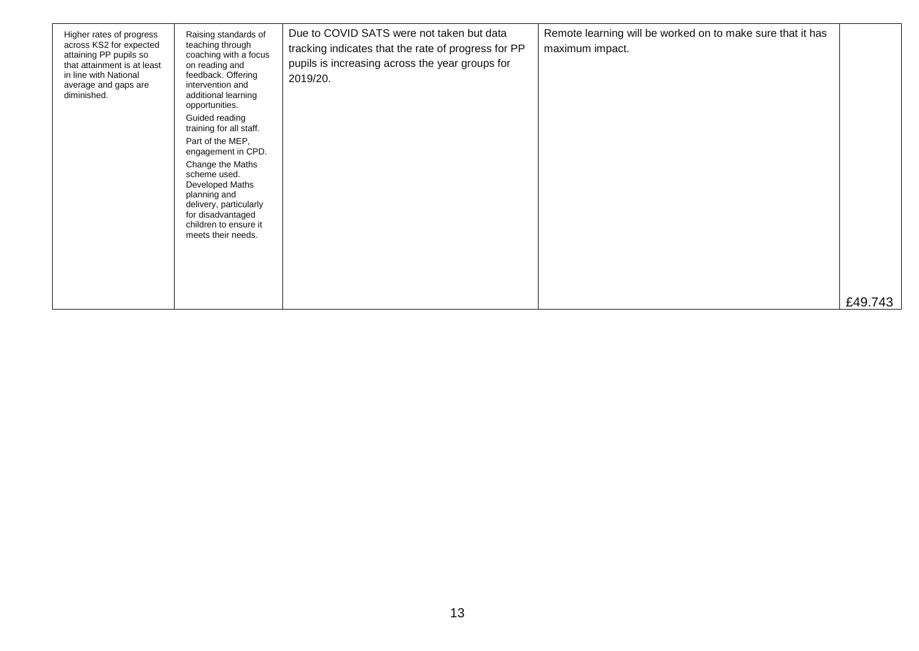| | | | | |
|---|---|---|---|---|
| Higher rates of progress across KS2 for expected attaining PP pupils so that attainment is at least in line with National average and gaps are diminished. | Raising standards of teaching through coaching with a focus on reading and feedback. Offering intervention and additional learning opportunities.<br><br>Guided reading training for all staff.<br><br>Part of the MEP, engagement in CPD.<br><br>Change the Maths scheme used. Developed Maths planning and delivery, particularly for disadvantaged children to ensure it meets their needs. | Due to COVID SATS were not taken but data tracking indicates that the rate of progress for PP pupils is increasing across the year groups for 2019/20. | Remote learning will be worked on to make sure that it has maximum impact. | £49.743 |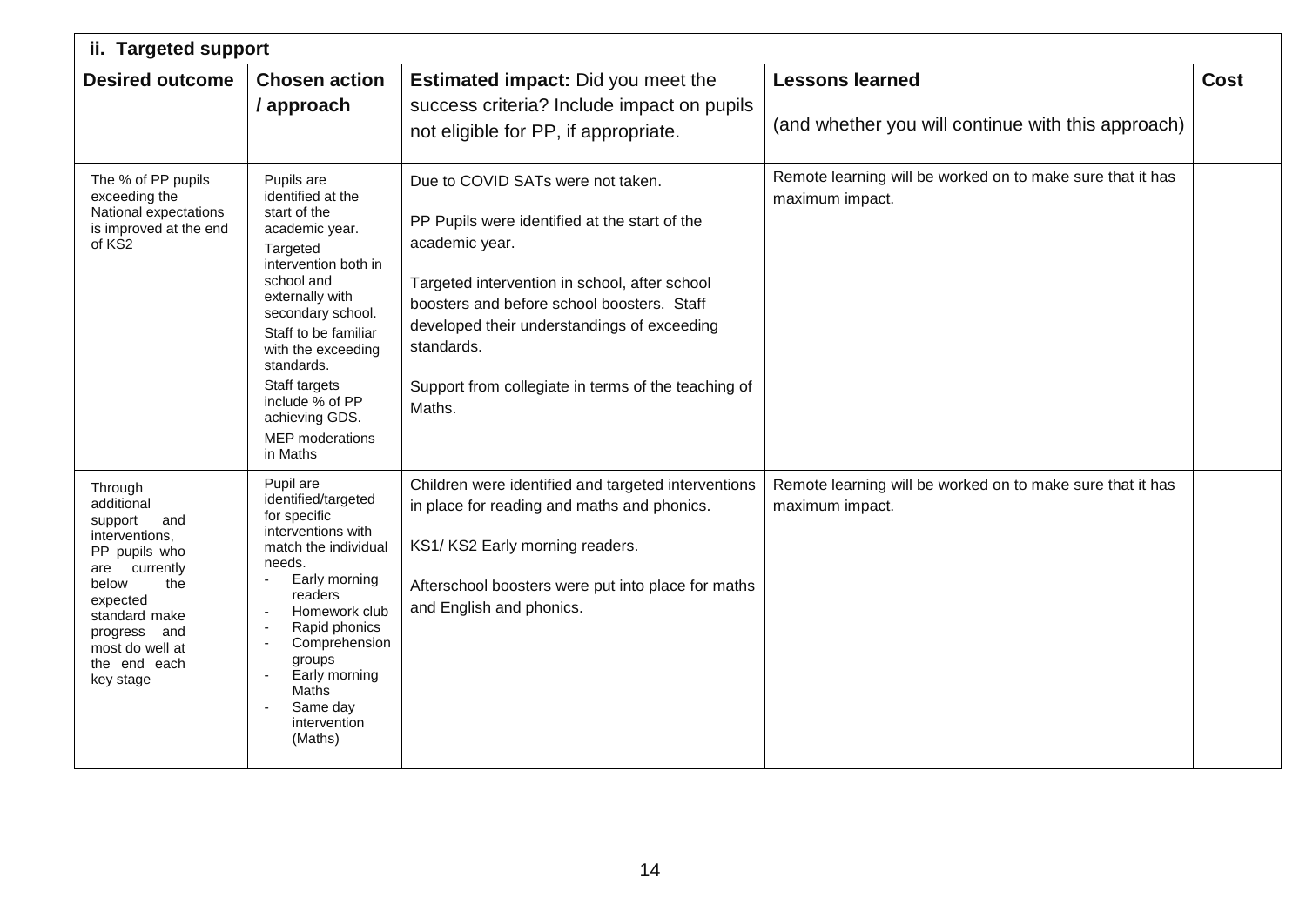| ii. Targeted support | | | | |
|---|---|---|---|---|
| **Desired outcome** | **Chosen action / approach** | **Estimated impact:** Did you meet the success criteria? Include impact on pupils not eligible for PP, if appropriate. | **Lessons learned** (and whether you will continue with this approach) | **Cost** |
| The % of PP pupils exceeding the National expectations is improved at the end of KS2 | Pupils are identified at the start of the academic year.<br>Targeted intervention both in school and externally with secondary school.<br>Staff to be familiar with the exceeding standards.<br>Staff targets include % of PP achieving GDS.<br>MEP moderations in Maths | Due to COVID SATs were not taken.<br><br>PP Pupils were identified at the start of the academic year.<br><br>Targeted intervention in school, after school boosters and before school boosters. Staff developed their understandings of exceeding standards.<br><br>Support from collegiate in terms of the teaching of Maths. | Remote learning will be worked on to make sure that it has maximum impact. | |
| Through additional support and interventions, PP pupils who are currently below the expected standard make progress and most do well at the end each key stage | Pupil are identified/targeted for specific interventions with match the individual needs.<br>- Early morning readers<br>- Homework club<br>- Rapid phonics<br>- Comprehension groups<br>- Early morning Maths<br>- Same day intervention (Maths) | Children were identified and targeted interventions in place for reading and maths and phonics.<br><br>KS1/ KS2 Early morning readers.<br><br>Afterschool boosters were put into place for maths and English and phonics. | Remote learning will be worked on to make sure that it has maximum impact. | |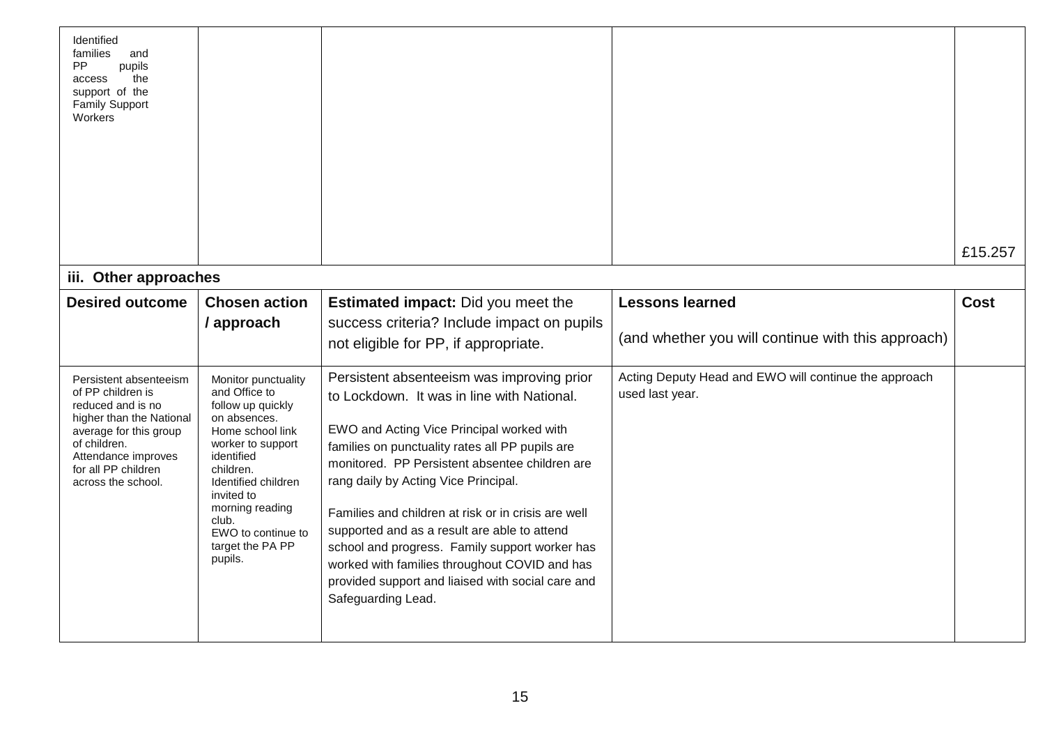| | | | | |
|---|---|---|---|---|
| Identified families and PP pupils access the support of the Family Support Workers | | | | £15.257 |

**iii. Other approaches**

| Desired outcome | Chosen action / approach | Estimated impact: Did you meet the success criteria? Include impact on pupils not eligible for PP, if appropriate. | Lessons learned (and whether you will continue with this approach) | Cost |
|---|---|---|---|---|
| Persistent absenteeism of PP children is reduced and is no higher than the National average for this group of children. Attendance improves for all PP children across the school. | Monitor punctuality and Office to follow up quickly on absences. Home school link worker to support identified children. Identified children invited to morning reading club. EWO to continue to target the PA PP pupils. | Persistent absenteeism was improving prior to Lockdown. It was in line with National.<br><br>EWO and Acting Vice Principal worked with families on punctuality rates all PP pupils are monitored. PP Persistent absentee children are rang daily by Acting Vice Principal.<br><br>Families and children at risk or in crisis are well supported and as a result are able to attend school and progress. Family support worker has worked with families throughout COVID and has provided support and liaised with social care and Safeguarding Lead. | Acting Deputy Head and EWO will continue the approach used last year. | |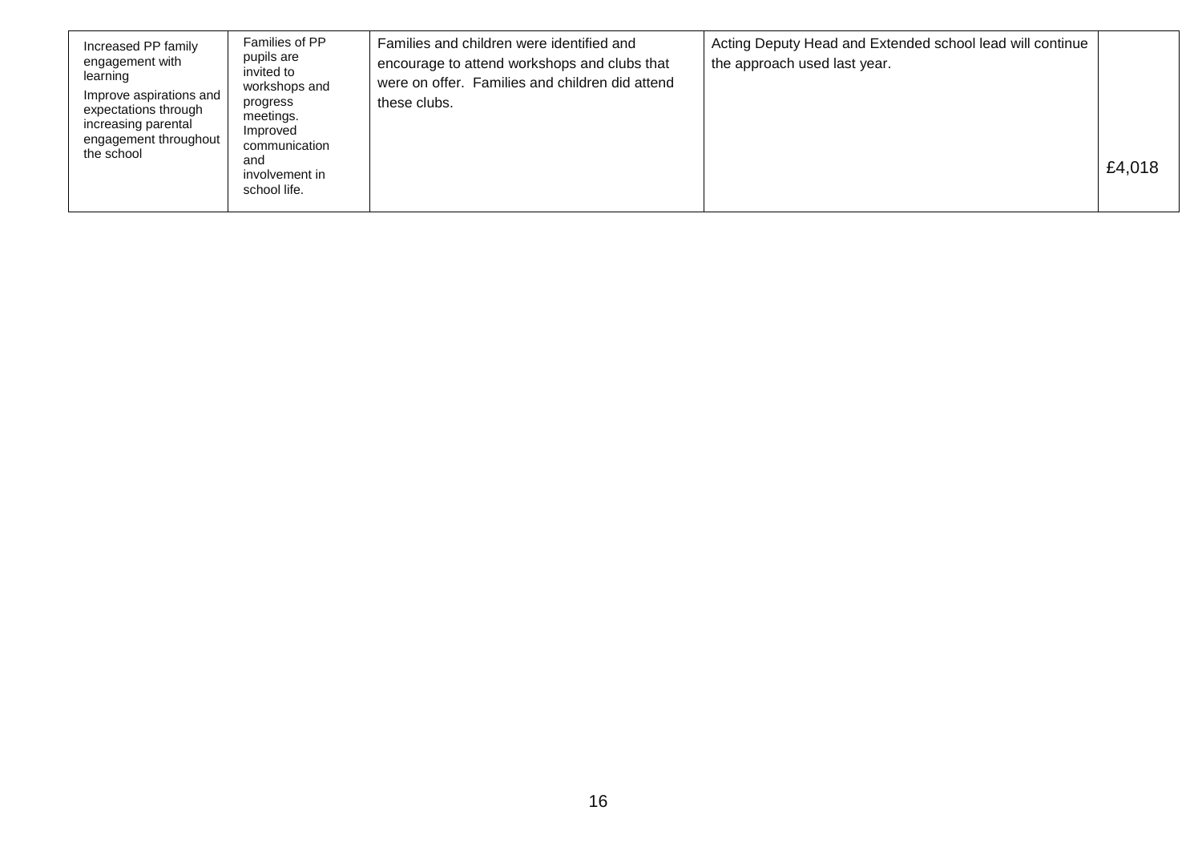| | | | | |
|---|---|---|---|---|
| Increased PP family engagement with learning<br>Improve aspirations and expectations through increasing parental engagement throughout the school | Families of PP pupils are invited to workshops and progress meetings. Improved communication and involvement in school life. | Families and children were identified and encourage to attend workshops and clubs that were on offer. Families and children did attend these clubs. | Acting Deputy Head and Extended school lead will continue the approach used last year. | £4,018 |